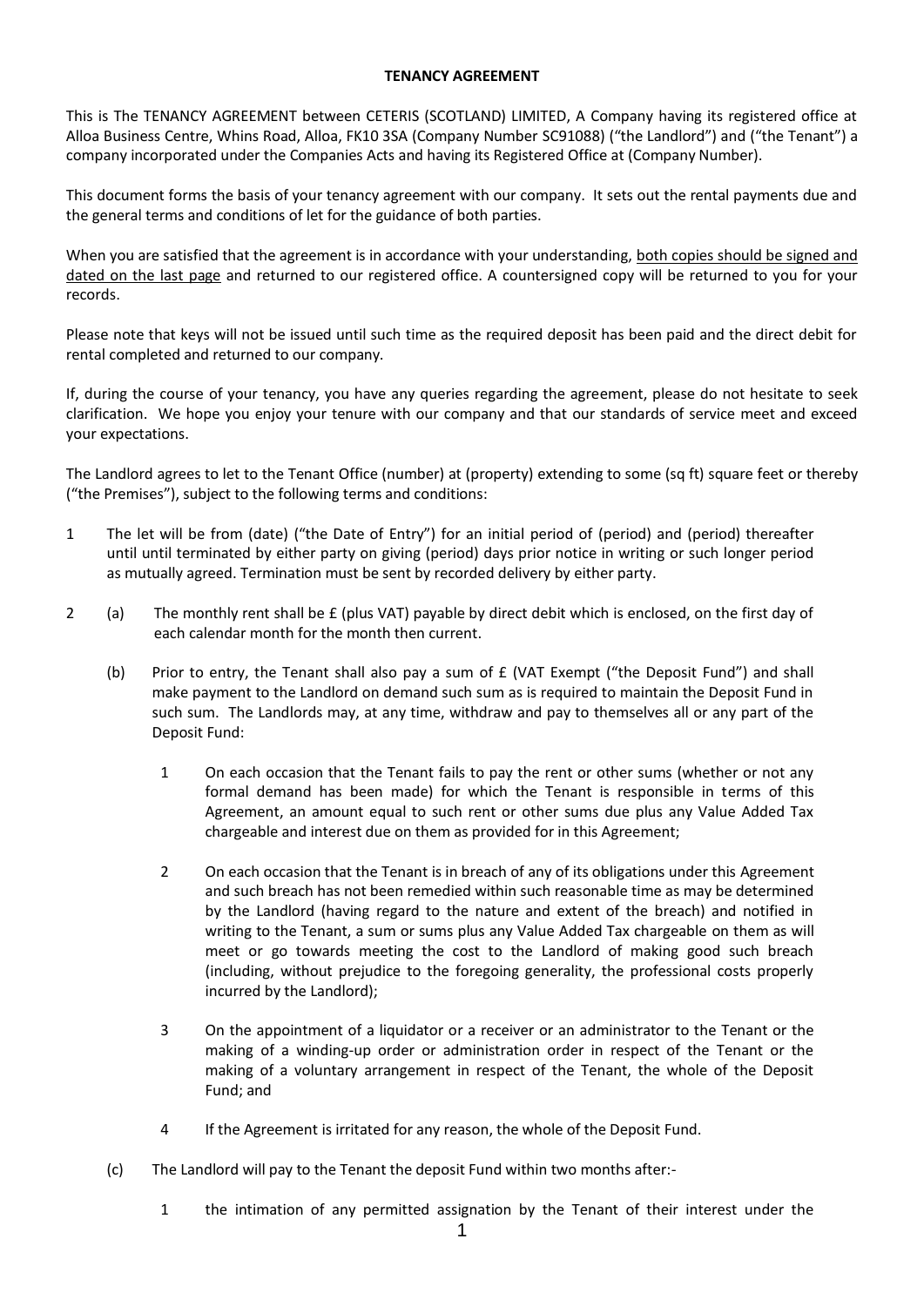**TENANCY AGREEMENT**

This is The TENANCY AGREEMENT between CETERIS (SCOTLAND) LIMITED, A Company having its registered office at Alloa Business Centre, Whins Road, Alloa, FK10 3SA (Company Number SC91088) ("the Landlord") and ("the Tenant") a company incorporated under the Companies Acts and having its Registered Office at (Company Number).

This document forms the basis of your tenancy agreement with our company. It sets out the rental payments due and the general terms and conditions of let for the guidance of both parties.

When you are satisfied that the agreement is in accordance with your understanding, <u>both copies should be signed and dated on the last page</u> and returned to our registered office. A countersigned copy will be returned to you for your records.

Please note that keys will not be issued until such time as the required deposit has been paid and the direct debit for rental completed and returned to our company.

If, during the course of your tenancy, you have any queries regarding the agreement, please do not hesitate to seek clarification. We hope you enjoy your tenure with our company and that our standards of service meet and exceed your expectations.

The Landlord agrees to let to the Tenant Office (number) at (property) extending to some (sq ft) square feet or thereby ("the Premises"), subject to the following terms and conditions:

1 The let will be from (date) ("the Date of Entry") for an initial period of (period) and (period) thereafter until until terminated by either party on giving (period) days prior notice in writing or such longer period as mutually agreed. Termination must be sent by recorded delivery by either party.

2 (a) The monthly rent shall be £ (plus VAT) payable by direct debit which is enclosed, on the first day of each calendar month for the month then current.

(b) Prior to entry, the Tenant shall also pay a sum of £ (VAT Exempt ("the Deposit Fund") and shall make payment to the Landlord on demand such sum as is required to maintain the Deposit Fund in such sum. The Landlords may, at any time, withdraw and pay to themselves all or any part of the Deposit Fund:

1 On each occasion that the Tenant fails to pay the rent or other sums (whether or not any formal demand has been made) for which the Tenant is responsible in terms of this Agreement, an amount equal to such rent or other sums due plus any Value Added Tax chargeable and interest due on them as provided for in this Agreement;

2 On each occasion that the Tenant is in breach of any of its obligations under this Agreement and such breach has not been remedied within such reasonable time as may be determined by the Landlord (having regard to the nature and extent of the breach) and notified in writing to the Tenant, a sum or sums plus any Value Added Tax chargeable on them as will meet or go towards meeting the cost to the Landlord of making good such breach (including, without prejudice to the foregoing generality, the professional costs properly incurred by the Landlord);

3 On the appointment of a liquidator or a receiver or an administrator to the Tenant or the making of a winding-up order or administration order in respect of the Tenant or the making of a voluntary arrangement in respect of the Tenant, the whole of the Deposit Fund; and

4 If the Agreement is irritated for any reason, the whole of the Deposit Fund.

(c) The Landlord will pay to the Tenant the deposit Fund within two months after:-

1 the intimation of any permitted assignation by the Tenant of their interest under the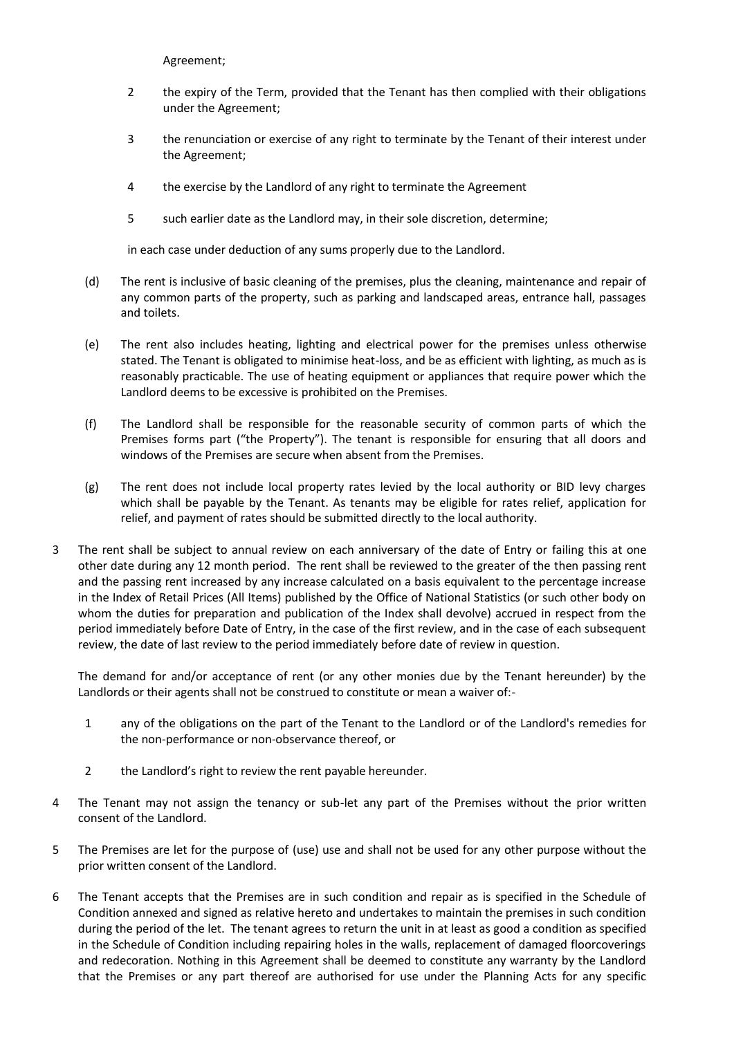Agreement;

2 the expiry of the Term, provided that the Tenant has then complied with their obligations under the Agreement;

3 the renunciation or exercise of any right to terminate by the Tenant of their interest under the Agreement;

4 the exercise by the Landlord of any right to terminate the Agreement

5 such earlier date as the Landlord may, in their sole discretion, determine;

in each case under deduction of any sums properly due to the Landlord.

(d) The rent is inclusive of basic cleaning of the premises, plus the cleaning, maintenance and repair of any common parts of the property, such as parking and landscaped areas, entrance hall, passages and toilets.

(e) The rent also includes heating, lighting and electrical power for the premises unless otherwise stated. The Tenant is obligated to minimise heat-loss, and be as efficient with lighting, as much as is reasonably practicable. The use of heating equipment or appliances that require power which the Landlord deems to be excessive is prohibited on the Premises.

(f) The Landlord shall be responsible for the reasonable security of common parts of which the Premises forms part ("the Property"). The tenant is responsible for ensuring that all doors and windows of the Premises are secure when absent from the Premises.

(g) The rent does not include local property rates levied by the local authority or BID levy charges which shall be payable by the Tenant. As tenants may be eligible for rates relief, application for relief, and payment of rates should be submitted directly to the local authority.

3 The rent shall be subject to annual review on each anniversary of the date of Entry or failing this at one other date during any 12 month period. The rent shall be reviewed to the greater of the then passing rent and the passing rent increased by any increase calculated on a basis equivalent to the percentage increase in the Index of Retail Prices (All Items) published by the Office of National Statistics (or such other body on whom the duties for preparation and publication of the Index shall devolve) accrued in respect from the period immediately before Date of Entry, in the case of the first review, and in the case of each subsequent review, the date of last review to the period immediately before date of review in question.

The demand for and/or acceptance of rent (or any other monies due by the Tenant hereunder) by the Landlords or their agents shall not be construed to constitute or mean a waiver of:-

1 any of the obligations on the part of the Tenant to the Landlord or of the Landlord's remedies for the non-performance or non-observance thereof, or

2 the Landlord's right to review the rent payable hereunder.

4 The Tenant may not assign the tenancy or sub-let any part of the Premises without the prior written consent of the Landlord.

5 The Premises are let for the purpose of (use) use and shall not be used for any other purpose without the prior written consent of the Landlord.

6 The Tenant accepts that the Premises are in such condition and repair as is specified in the Schedule of Condition annexed and signed as relative hereto and undertakes to maintain the premises in such condition during the period of the let. The tenant agrees to return the unit in at least as good a condition as specified in the Schedule of Condition including repairing holes in the walls, replacement of damaged floorcoverings and redecoration. Nothing in this Agreement shall be deemed to constitute any warranty by the Landlord that the Premises or any part thereof are authorised for use under the Planning Acts for any specific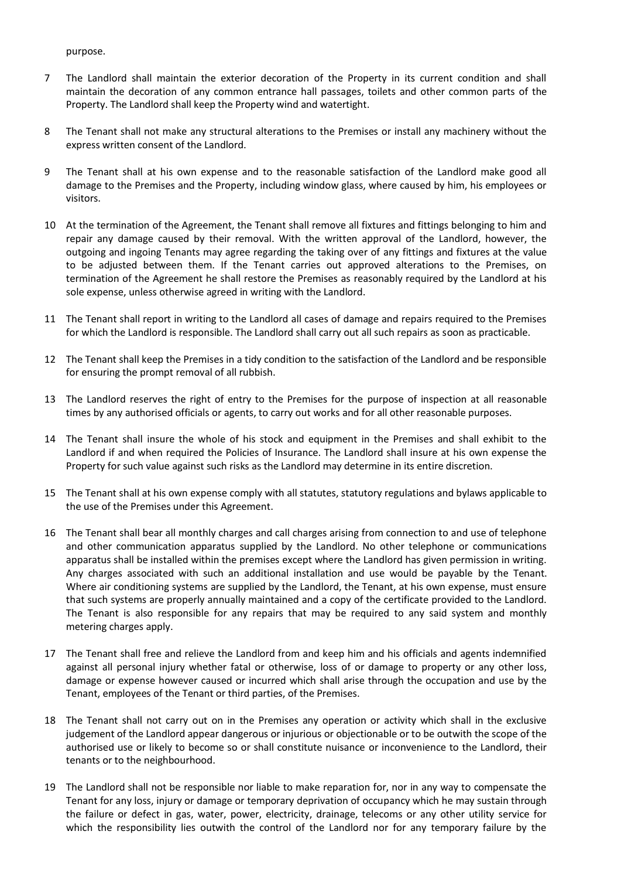purpose.

7 The Landlord shall maintain the exterior decoration of the Property in its current condition and shall maintain the decoration of any common entrance hall passages, toilets and other common parts of the Property. The Landlord shall keep the Property wind and watertight.

8 The Tenant shall not make any structural alterations to the Premises or install any machinery without the express written consent of the Landlord.

9 The Tenant shall at his own expense and to the reasonable satisfaction of the Landlord make good all damage to the Premises and the Property, including window glass, where caused by him, his employees or visitors.

10 At the termination of the Agreement, the Tenant shall remove all fixtures and fittings belonging to him and repair any damage caused by their removal. With the written approval of the Landlord, however, the outgoing and ingoing Tenants may agree regarding the taking over of any fittings and fixtures at the value to be adjusted between them. If the Tenant carries out approved alterations to the Premises, on termination of the Agreement he shall restore the Premises as reasonably required by the Landlord at his sole expense, unless otherwise agreed in writing with the Landlord.

11 The Tenant shall report in writing to the Landlord all cases of damage and repairs required to the Premises for which the Landlord is responsible. The Landlord shall carry out all such repairs as soon as practicable.

12 The Tenant shall keep the Premises in a tidy condition to the satisfaction of the Landlord and be responsible for ensuring the prompt removal of all rubbish.

13 The Landlord reserves the right of entry to the Premises for the purpose of inspection at all reasonable times by any authorised officials or agents, to carry out works and for all other reasonable purposes.

14 The Tenant shall insure the whole of his stock and equipment in the Premises and shall exhibit to the Landlord if and when required the Policies of Insurance. The Landlord shall insure at his own expense the Property for such value against such risks as the Landlord may determine in its entire discretion.

15 The Tenant shall at his own expense comply with all statutes, statutory regulations and bylaws applicable to the use of the Premises under this Agreement.

16 The Tenant shall bear all monthly charges and call charges arising from connection to and use of telephone and other communication apparatus supplied by the Landlord. No other telephone or communications apparatus shall be installed within the premises except where the Landlord has given permission in writing. Any charges associated with such an additional installation and use would be payable by the Tenant. Where air conditioning systems are supplied by the Landlord, the Tenant, at his own expense, must ensure that such systems are properly annually maintained and a copy of the certificate provided to the Landlord. The Tenant is also responsible for any repairs that may be required to any said system and monthly metering charges apply.

17 The Tenant shall free and relieve the Landlord from and keep him and his officials and agents indemnified against all personal injury whether fatal or otherwise, loss of or damage to property or any other loss, damage or expense however caused or incurred which shall arise through the occupation and use by the Tenant, employees of the Tenant or third parties, of the Premises.

18 The Tenant shall not carry out on in the Premises any operation or activity which shall in the exclusive judgement of the Landlord appear dangerous or injurious or objectionable or to be outwith the scope of the authorised use or likely to become so or shall constitute nuisance or inconvenience to the Landlord, their tenants or to the neighbourhood.

19 The Landlord shall not be responsible nor liable to make reparation for, nor in any way to compensate the Tenant for any loss, injury or damage or temporary deprivation of occupancy which he may sustain through the failure or defect in gas, water, power, electricity, drainage, telecoms or any other utility service for which the responsibility lies outwith the control of the Landlord nor for any temporary failure by the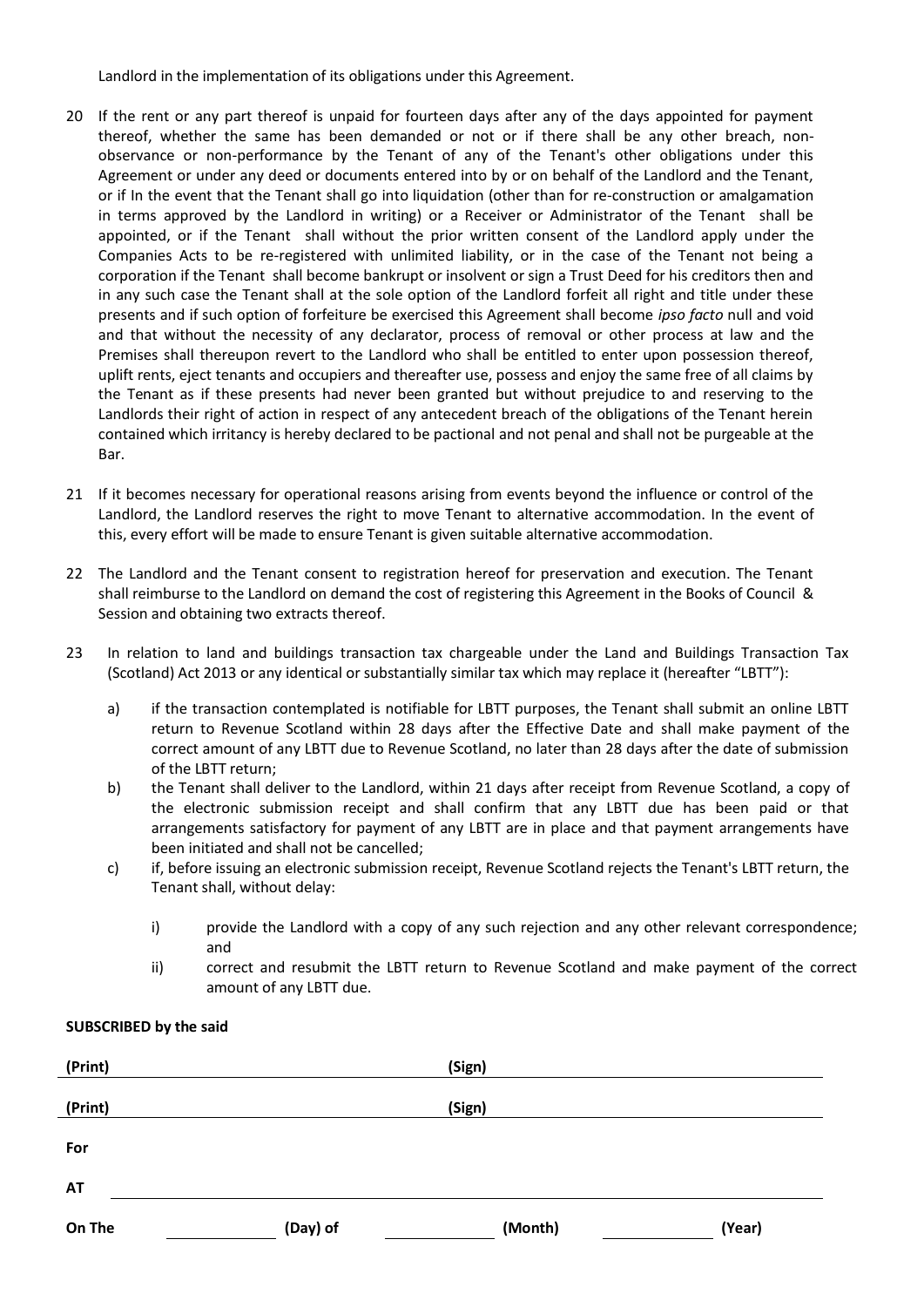Landlord in the implementation of its obligations under this Agreement.

20 If the rent or any part thereof is unpaid for fourteen days after any of the days appointed for payment thereof, whether the same has been demanded or not or if there shall be any other breach, non-observance or non-performance by the Tenant of any of the Tenant's other obligations under this Agreement or under any deed or documents entered into by or on behalf of the Landlord and the Tenant, or if In the event that the Tenant shall go into liquidation (other than for re-construction or amalgamation in terms approved by the Landlord in writing) or a Receiver or Administrator of the Tenant shall be appointed, or if the Tenant shall without the prior written consent of the Landlord apply under the Companies Acts to be re-registered with unlimited liability, or in the case of the Tenant not being a corporation if the Tenant shall become bankrupt or insolvent or sign a Trust Deed for his creditors then and in any such case the Tenant shall at the sole option of the Landlord forfeit all right and title under these presents and if such option of forfeiture be exercised this Agreement shall become *ipso facto* null and void and that without the necessity of any declarator, process of removal or other process at law and the Premises shall thereupon revert to the Landlord who shall be entitled to enter upon possession thereof, uplift rents, eject tenants and occupiers and thereafter use, possess and enjoy the same free of all claims by the Tenant as if these presents had never been granted but without prejudice to and reserving to the Landlords their right of action in respect of any antecedent breach of the obligations of the Tenant herein contained which irritancy is hereby declared to be pactional and not penal and shall not be purgeable at the Bar.

21 If it becomes necessary for operational reasons arising from events beyond the influence or control of the Landlord, the Landlord reserves the right to move Tenant to alternative accommodation. In the event of this, every effort will be made to ensure Tenant is given suitable alternative accommodation.

22 The Landlord and the Tenant consent to registration hereof for preservation and execution. The Tenant shall reimburse to the Landlord on demand the cost of registering this Agreement in the Books of Council & Session and obtaining two extracts thereof.

23 In relation to land and buildings transaction tax chargeable under the Land and Buildings Transaction Tax (Scotland) Act 2013 or any identical or substantially similar tax which may replace it (hereafter "LBTT"):

a) if the transaction contemplated is notifiable for LBTT purposes, the Tenant shall submit an online LBTT return to Revenue Scotland within 28 days after the Effective Date and shall make payment of the correct amount of any LBTT due to Revenue Scotland, no later than 28 days after the date of submission of the LBTT return;

b) the Tenant shall deliver to the Landlord, within 21 days after receipt from Revenue Scotland, a copy of the electronic submission receipt and shall confirm that any LBTT due has been paid or that arrangements satisfactory for payment of any LBTT are in place and that payment arrangements have been initiated and shall not be cancelled;

c) if, before issuing an electronic submission receipt, Revenue Scotland rejects the Tenant's LBTT return, the Tenant shall, without delay:

   i) provide the Landlord with a copy of any such rejection and any other relevant correspondence; and

   ii) correct and resubmit the LBTT return to Revenue Scotland and make payment of the correct amount of any LBTT due.

**SUBSCRIBED by the said**

**(Print)** ______________________ **(Sign)** ______________________

**(Print)** ______________________ **(Sign)** ______________________

**For**

**AT** ______________________

**On The** __________ **(Day) of** __________ **(Month)** __________ **(Year)**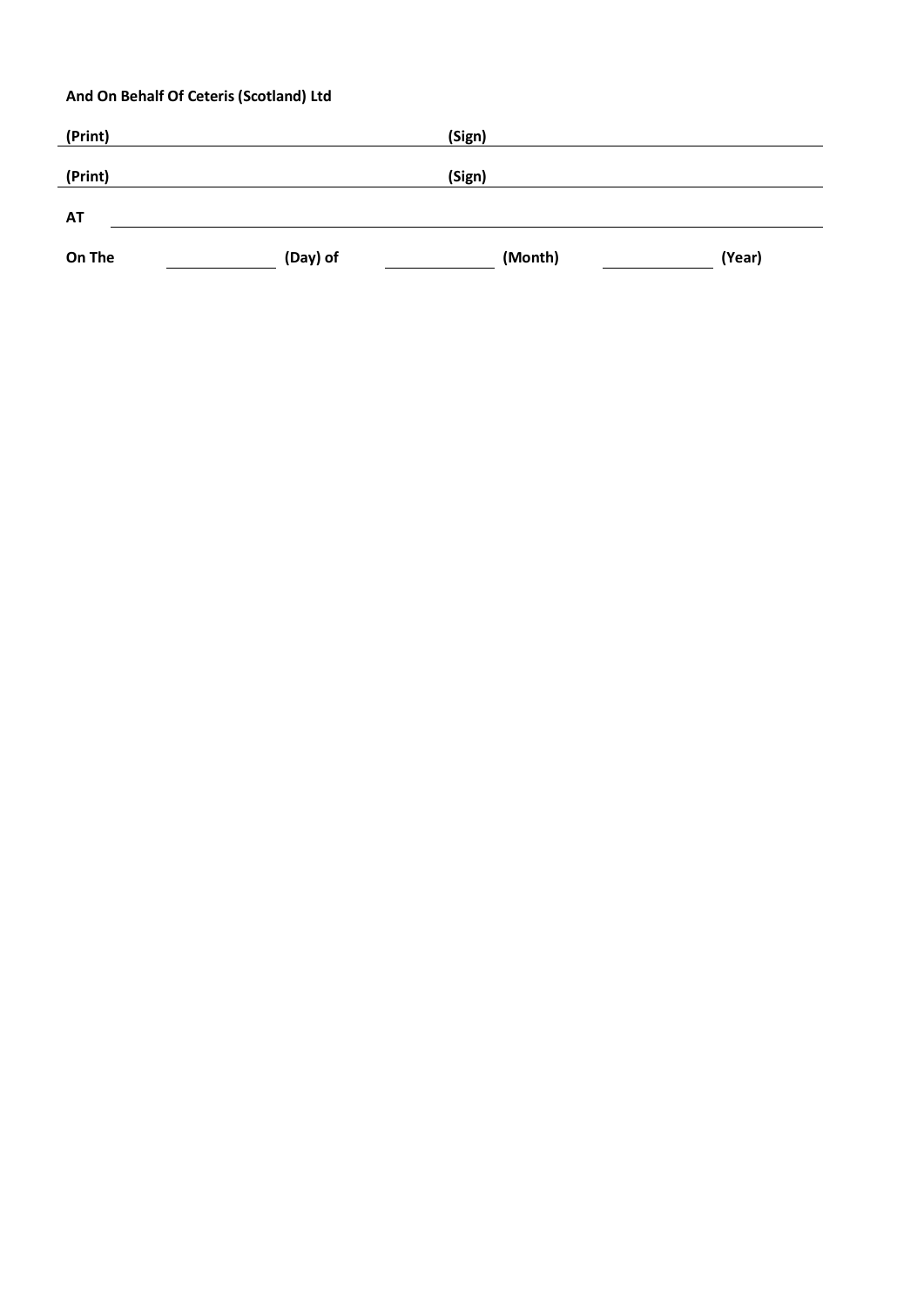**And On Behalf Of Ceteris (Scotland) Ltd**

**(Print)** \_\_\_\_\_\_\_\_\_\_\_\_\_\_\_\_\_\_\_\_ **(Sign)** \_\_\_\_\_\_\_\_\_\_\_\_\_\_\_\_\_\_\_\_

**(Print)** \_\_\_\_\_\_\_\_\_\_\_\_\_\_\_\_\_\_\_\_ **(Sign)** \_\_\_\_\_\_\_\_\_\_\_\_\_\_\_\_\_\_\_\_

**AT** \_\_\_\_\_\_\_\_\_\_\_\_\_\_\_\_\_\_\_\_\_\_\_\_\_\_\_\_\_\_\_\_\_\_\_\_\_\_\_\_

**On The** \_\_\_\_\_\_\_\_\_\_ **(Day) of** \_\_\_\_\_\_\_\_\_\_ **(Month)** \_\_\_\_\_\_\_\_\_\_ **(Year)**